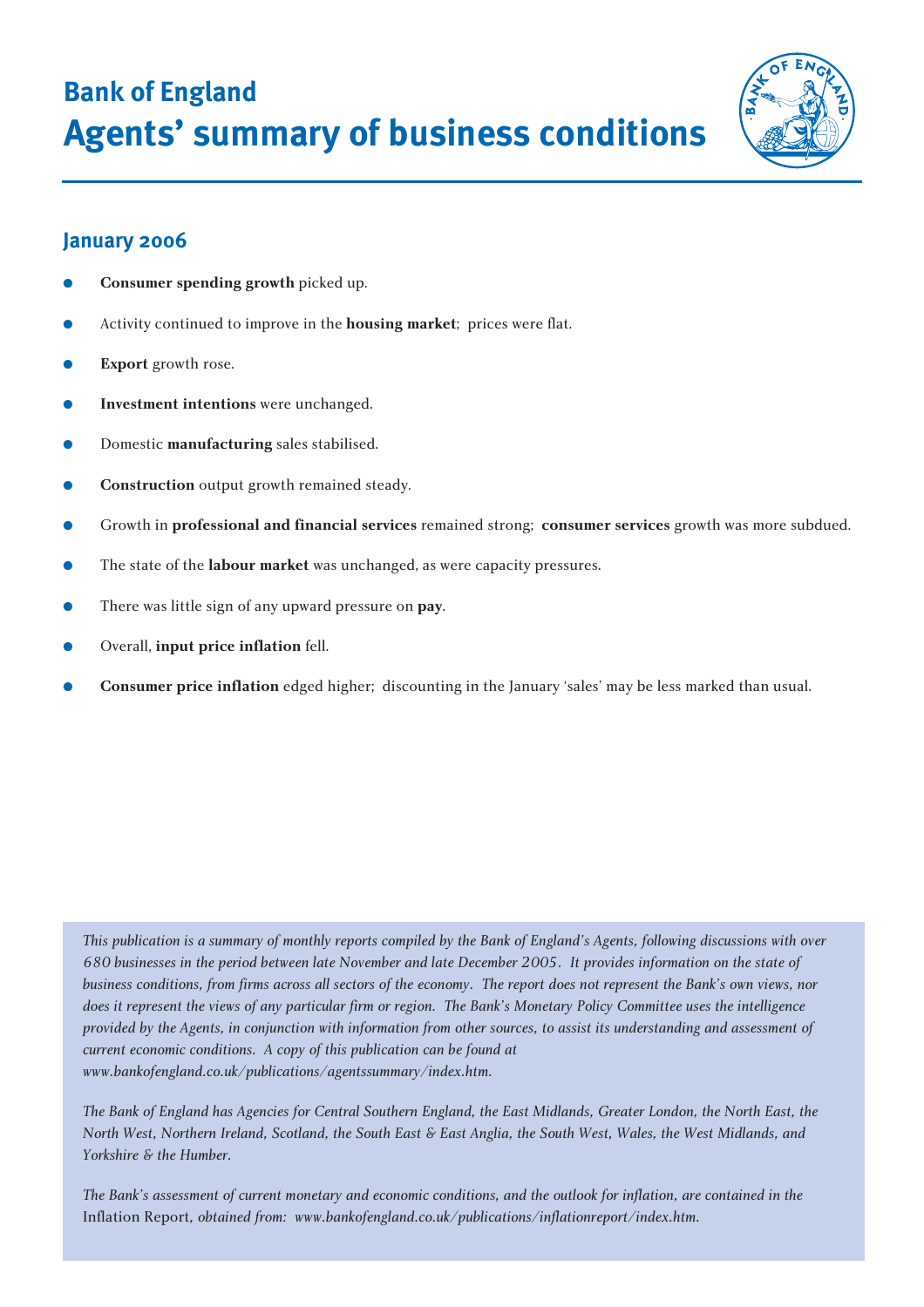# Bank of England
# Agents' summary of business conditions

## January 2006

- **Consumer spending growth** picked up.
- Activity continued to improve in the **housing market**; prices were flat.
- **Export** growth rose.
- **Investment intentions** were unchanged.
- Domestic **manufacturing** sales stabilised.
- **Construction** output growth remained steady.
- Growth in **professional and financial services** remained strong; **consumer services** growth was more subdued.
- The state of the **labour market** was unchanged, as were capacity pressures.
- There was little sign of any upward pressure on **pay**.
- Overall, **input price inflation** fell.
- **Consumer price inflation** edged higher; discounting in the January 'sales' may be less marked than usual.

*This publication is a summary of monthly reports compiled by the Bank of England's Agents, following discussions with over 680 businesses in the period between late November and late December 2005. It provides information on the state of business conditions, from firms across all sectors of the economy. The report does not represent the Bank's own views, nor does it represent the views of any particular firm or region. The Bank's Monetary Policy Committee uses the intelligence provided by the Agents, in conjunction with information from other sources, to assist its understanding and assessment of current economic conditions. A copy of this publication can be found at www.bankofengland.co.uk/publications/agentssummary/index.htm.*

*The Bank of England has Agencies for Central Southern England, the East Midlands, Greater London, the North East, the North West, Northern Ireland, Scotland, the South East & East Anglia, the South West, Wales, the West Midlands, and Yorkshire & the Humber.*

*The Bank's assessment of current monetary and economic conditions, and the outlook for inflation, are contained in the* Inflation Report*, obtained from: www.bankofengland.co.uk/publications/inflationreport/index.htm.*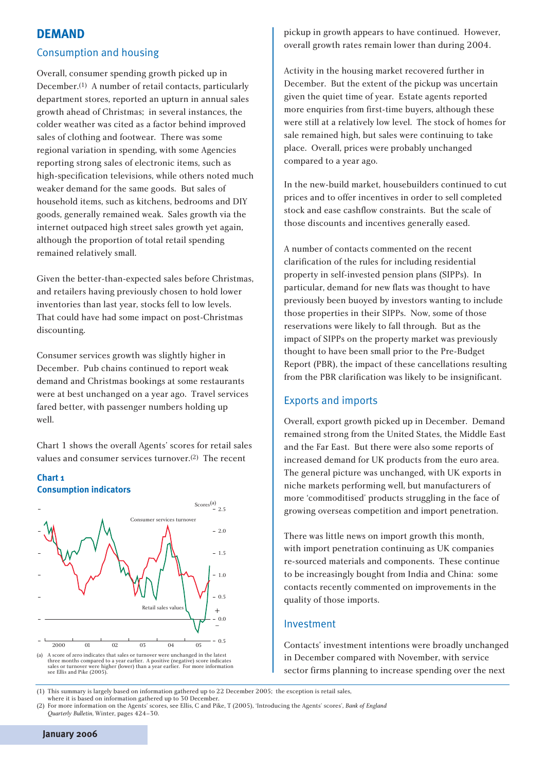## DEMAND

### Consumption and housing

Overall, consumer spending growth picked up in December.[1] A number of retail contacts, particularly department stores, reported an upturn in annual sales growth ahead of Christmas; in several instances, the colder weather was cited as a factor behind improved sales of clothing and footwear. There was some regional variation in spending, with some Agencies reporting strong sales of electronic items, such as high-specification televisions, while others noted much weaker demand for the same goods. But sales of household items, such as kitchens, bedrooms and DIY goods, generally remained weak. Sales growth via the internet outpaced high street sales growth yet again, although the proportion of total retail spending remained relatively small.

Given the better-than-expected sales before Christmas, and retailers having previously chosen to hold lower inventories than last year, stocks fell to low levels. That could have had some impact on post-Christmas discounting.

Consumer services growth was slightly higher in December. Pub chains continued to report weak demand and Christmas bookings at some restaurants were at best unchanged on a year ago. Travel services fared better, with passenger numbers holding up well.

Chart 1 shows the overall Agents' scores for retail sales values and consumer services turnover.[2] The recent pickup in growth appears to have continued. However, overall growth rates remain lower than during 2004.

**Chart 1**
**Consumption indicators**

(a) A score of zero indicates that sales or turnover were unchanged in the latest three months compared to a year earlier. A positive (negative) score indicates sales or turnover were higher (lower) than a year earlier. For more information see Ellis and Pike (2005).

Activity in the housing market recovered further in December. But the extent of the pickup was uncertain given the quiet time of year. Estate agents reported more enquiries from first-time buyers, although these were still at a relatively low level. The stock of homes for sale remained high, but sales were continuing to take place. Overall, prices were probably unchanged compared to a year ago.

In the new-build market, housebuilders continued to cut prices and to offer incentives in order to sell completed stock and ease cashflow constraints. But the scale of those discounts and incentives generally eased.

A number of contacts commented on the recent clarification of the rules for including residential property in self-invested pension plans (SIPPs). In particular, demand for new flats was thought to have previously been buoyed by investors wanting to include those properties in their SIPPs. Now, some of those reservations were likely to fall through. But as the impact of SIPPs on the property market was previously thought to have been small prior to the Pre-Budget Report (PBR), the impact of these cancellations resulting from the PBR clarification was likely to be insignificant.

### Exports and imports

Overall, export growth picked up in December. Demand remained strong from the United States, the Middle East and the Far East. But there were also some reports of increased demand for UK products from the euro area. The general picture was unchanged, with UK exports in niche markets performing well, but manufacturers of more 'commoditised' products struggling in the face of growing overseas competition and import penetration.

There was little news on import growth this month, with import penetration continuing as UK companies re-sourced materials and components. These continue to be increasingly bought from India and China: some contacts recently commented on improvements in the quality of those imports.

### Investment

Contacts' investment intentions were broadly unchanged in December compared with November, with service sector firms planning to increase spending over the next

(1) This summary is largely based on information gathered up to 22 December 2005; the exception is retail sales, where it is based on information gathered up to 30 December.
(2) For more information on the Agents' scores, see Ellis, C and Pike, T (2005), 'Introducing the Agents' scores', *Bank of England Quarterly Bulletin*, Winter, pages 424–30.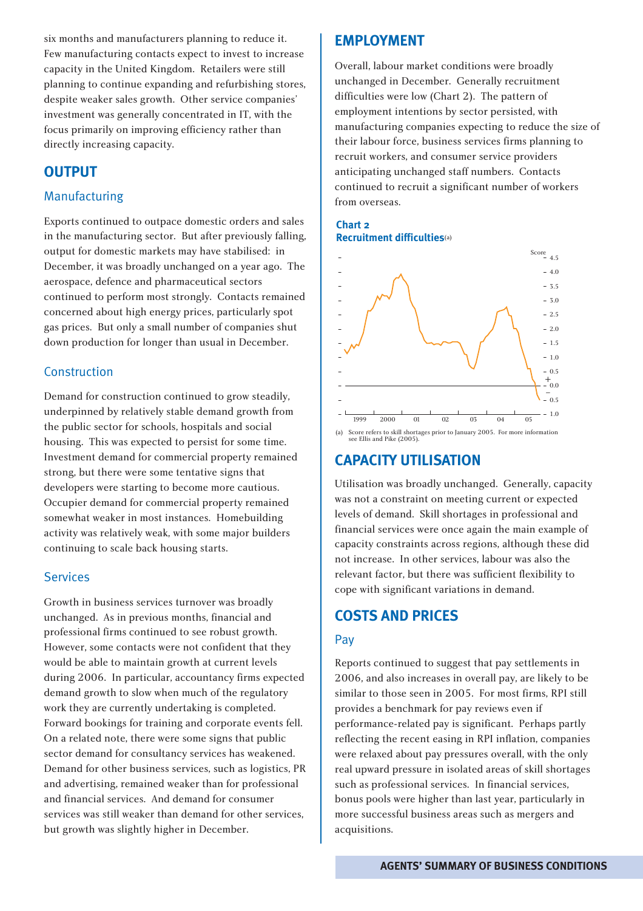six months and manufacturers planning to reduce it. Few manufacturing contacts expect to invest to increase capacity in the United Kingdom. Retailers were still planning to continue expanding and refurbishing stores, despite weaker sales growth. Other service companies' investment was generally concentrated in IT, with the focus primarily on improving efficiency rather than directly increasing capacity.

## OUTPUT

### Manufacturing

Exports continued to outpace domestic orders and sales in the manufacturing sector. But after previously falling, output for domestic markets may have stabilised: in December, it was broadly unchanged on a year ago. The aerospace, defence and pharmaceutical sectors continued to perform most strongly. Contacts remained concerned about high energy prices, particularly spot gas prices. But only a small number of companies shut down production for longer than usual in December.

### Construction

Demand for construction continued to grow steadily, underpinned by relatively stable demand growth from the public sector for schools, hospitals and social housing. This was expected to persist for some time. Investment demand for commercial property remained strong, but there were some tentative signs that developers were starting to become more cautious. Occupier demand for commercial property remained somewhat weaker in most instances. Homebuilding activity was relatively weak, with some major builders continuing to scale back housing starts.

### Services

Growth in business services turnover was broadly unchanged. As in previous months, financial and professional firms continued to see robust growth. However, some contacts were not confident that they would be able to maintain growth at current levels during 2006. In particular, accountancy firms expected demand growth to slow when much of the regulatory work they are currently undertaking is completed. Forward bookings for training and corporate events fell. On a related note, there were some signs that public sector demand for consultancy services has weakened. Demand for other business services, such as logistics, PR and advertising, remained weaker than for professional and financial services. And demand for consumer services was still weaker than demand for other services, but growth was slightly higher in December.

## EMPLOYMENT

Overall, labour market conditions were broadly unchanged in December. Generally recruitment difficulties were low (Chart 2). The pattern of employment intentions by sector persisted, with manufacturing companies expecting to reduce the size of their labour force, business services firms planning to recruit workers, and consumer service providers anticipating unchanged staff numbers. Contacts continued to recruit a significant number of workers from overseas.

**Chart 2**
**Recruitment difficulties**(a)

(a) Score refers to skill shortages prior to January 2005. For more information see Ellis and Pike (2005).

## CAPACITY UTILISATION

Utilisation was broadly unchanged. Generally, capacity was not a constraint on meeting current or expected levels of demand. Skill shortages in professional and financial services were once again the main example of capacity constraints across regions, although these did not increase. In other services, labour was also the relevant factor, but there was sufficient flexibility to cope with significant variations in demand.

## COSTS AND PRICES

### Pay

Reports continued to suggest that pay settlements in 2006, and also increases in overall pay, are likely to be similar to those seen in 2005. For most firms, RPI still provides a benchmark for pay reviews even if performance-related pay is significant. Perhaps partly reflecting the recent easing in RPI inflation, companies were relaxed about pay pressures overall, with the only real upward pressure in isolated areas of skill shortages such as professional services. In financial services, bonus pools were higher than last year, particularly in more successful business areas such as mergers and acquisitions.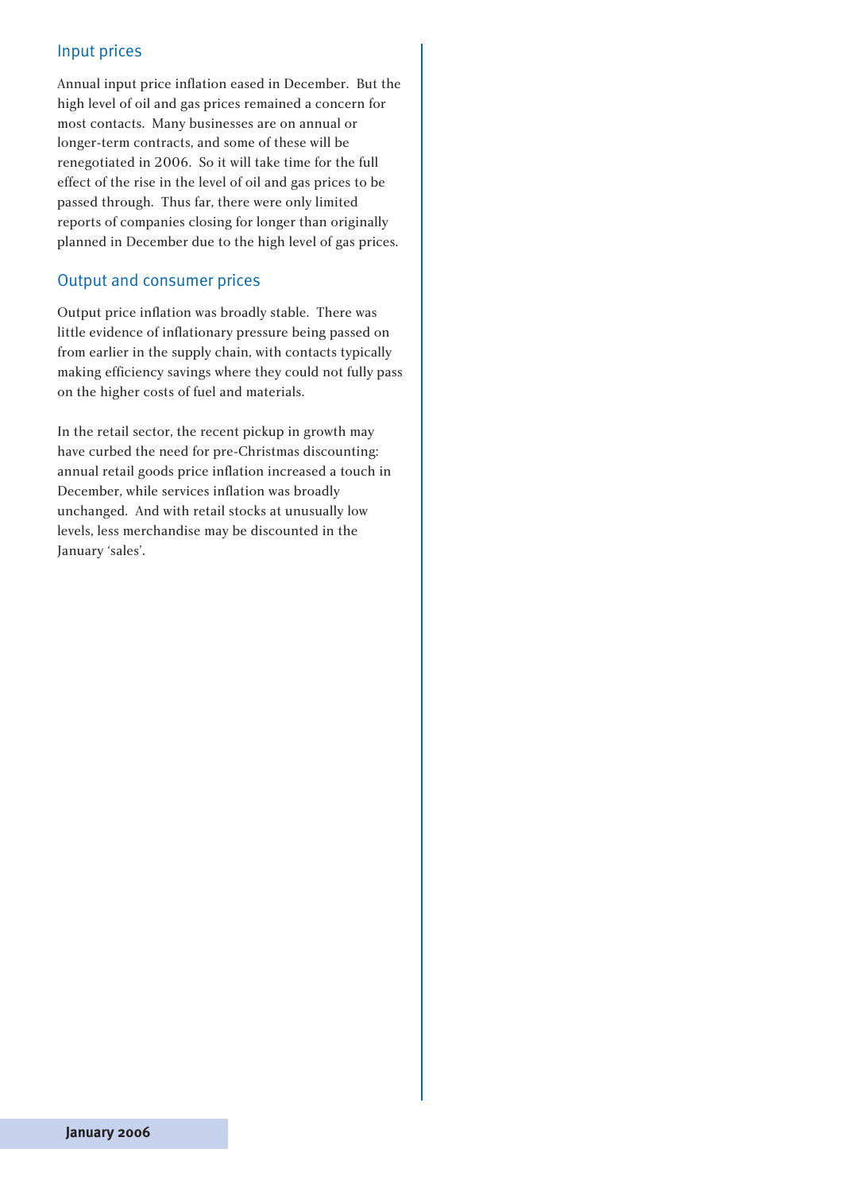## Input prices

Annual input price inflation eased in December. But the high level of oil and gas prices remained a concern for most contacts. Many businesses are on annual or longer-term contracts, and some of these will be renegotiated in 2006. So it will take time for the full effect of the rise in the level of oil and gas prices to be passed through. Thus far, there were only limited reports of companies closing for longer than originally planned in December due to the high level of gas prices.

## Output and consumer prices

Output price inflation was broadly stable. There was little evidence of inflationary pressure being passed on from earlier in the supply chain, with contacts typically making efficiency savings where they could not fully pass on the higher costs of fuel and materials.

In the retail sector, the recent pickup in growth may have curbed the need for pre-Christmas discounting: annual retail goods price inflation increased a touch in December, while services inflation was broadly unchanged. And with retail stocks at unusually low levels, less merchandise may be discounted in the January 'sales'.